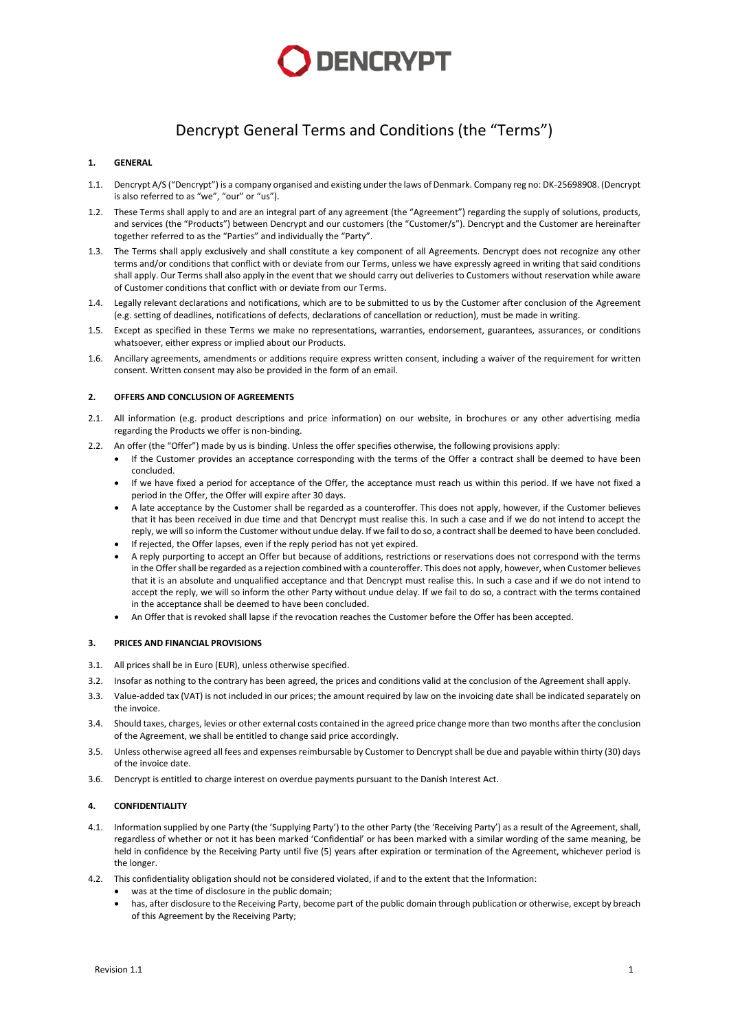# Dencrypt General Terms and Conditions (the "Terms")

## 1. GENERAL

1.1. Dencrypt A/S ("Dencrypt") is a company organised and existing under the laws of Denmark. Company reg no: DK-25698908. (Dencrypt is also referred to as "we", "our" or "us").

1.2. These Terms shall apply to and are an integral part of any agreement (the "Agreement") regarding the supply of solutions, products, and services (the "Products") between Dencrypt and our customers (the "Customer/s"). Dencrypt and the Customer are hereinafter together referred to as the "Parties" and individually the "Party".

1.3. The Terms shall apply exclusively and shall constitute a key component of all Agreements. Dencrypt does not recognize any other terms and/or conditions that conflict with or deviate from our Terms, unless we have expressly agreed in writing that said conditions shall apply. Our Terms shall also apply in the event that we should carry out deliveries to Customers without reservation while aware of Customer conditions that conflict with or deviate from our Terms.

1.4. Legally relevant declarations and notifications, which are to be submitted to us by the Customer after conclusion of the Agreement (e.g. setting of deadlines, notifications of defects, declarations of cancellation or reduction), must be made in writing.

1.5. Except as specified in these Terms we make no representations, warranties, endorsement, guarantees, assurances, or conditions whatsoever, either express or implied about our Products.

1.6. Ancillary agreements, amendments or additions require express written consent, including a waiver of the requirement for written consent. Written consent may also be provided in the form of an email.

## 2. OFFERS AND CONCLUSION OF AGREEMENTS

2.1. All information (e.g. product descriptions and price information) on our website, in brochures or any other advertising media regarding the Products we offer is non-binding.

2.2. An offer (the "Offer") made by us is binding. Unless the offer specifies otherwise, the following provisions apply:

- If the Customer provides an acceptance corresponding with the terms of the Offer a contract shall be deemed to have been concluded.
- If we have fixed a period for acceptance of the Offer, the acceptance must reach us within this period. If we have not fixed a period in the Offer, the Offer will expire after 30 days.
- A late acceptance by the Customer shall be regarded as a counteroffer. This does not apply, however, if the Customer believes that it has been received in due time and that Dencrypt must realise this. In such a case and if we do not intend to accept the reply, we will so inform the Customer without undue delay. If we fail to do so, a contract shall be deemed to have been concluded.
- If rejected, the Offer lapses, even if the reply period has not yet expired.
- A reply purporting to accept an Offer but because of additions, restrictions or reservations does not correspond with the terms in the Offer shall be regarded as a rejection combined with a counteroffer. This does not apply, however, when Customer believes that it is an absolute and unqualified acceptance and that Dencrypt must realise this. In such a case and if we do not intend to accept the reply, we will so inform the other Party without undue delay. If we fail to do so, a contract with the terms contained in the acceptance shall be deemed to have been concluded.
- An Offer that is revoked shall lapse if the revocation reaches the Customer before the Offer has been accepted.

## 3. PRICES AND FINANCIAL PROVISIONS

3.1. All prices shall be in Euro (EUR), unless otherwise specified.

3.2. Insofar as nothing to the contrary has been agreed, the prices and conditions valid at the conclusion of the Agreement shall apply.

3.3. Value-added tax (VAT) is not included in our prices; the amount required by law on the invoicing date shall be indicated separately on the invoice.

3.4. Should taxes, charges, levies or other external costs contained in the agreed price change more than two months after the conclusion of the Agreement, we shall be entitled to change said price accordingly.

3.5. Unless otherwise agreed all fees and expenses reimbursable by Customer to Dencrypt shall be due and payable within thirty (30) days of the invoice date.

3.6. Dencrypt is entitled to charge interest on overdue payments pursuant to the Danish Interest Act.

## 4. CONFIDENTIALITY

4.1. Information supplied by one Party (the 'Supplying Party') to the other Party (the 'Receiving Party') as a result of the Agreement, shall, regardless of whether or not it has been marked 'Confidential' or has been marked with a similar wording of the same meaning, be held in confidence by the Receiving Party until five (5) years after expiration or termination of the Agreement, whichever period is the longer.

4.2. This confidentiality obligation should not be considered violated, if and to the extent that the Information:

- was at the time of disclosure in the public domain;
- has, after disclosure to the Receiving Party, become part of the public domain through publication or otherwise, except by breach of this Agreement by the Receiving Party;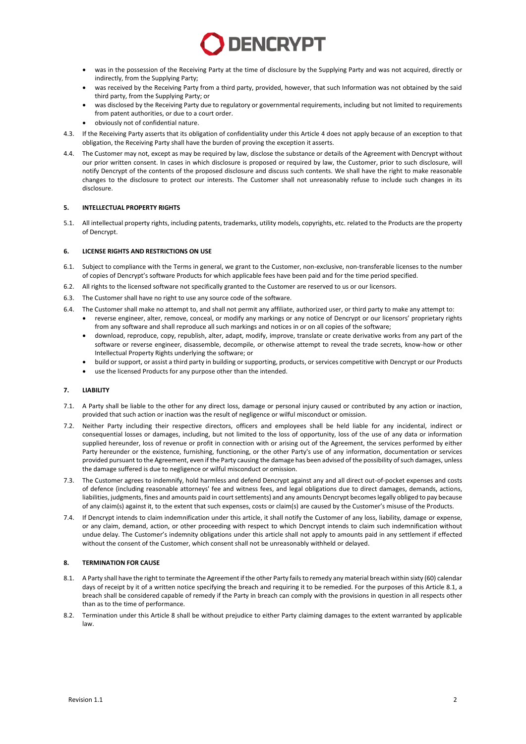- was in the possession of the Receiving Party at the time of disclosure by the Supplying Party and was not acquired, directly or indirectly, from the Supplying Party;
- was received by the Receiving Party from a third party, provided, however, that such Information was not obtained by the said third party, from the Supplying Party; or
- was disclosed by the Receiving Party due to regulatory or governmental requirements, including but not limited to requirements from patent authorities, or due to a court order.
- obviously not of confidential nature.

4.3. If the Receiving Party asserts that its obligation of confidentiality under this Article 4 does not apply because of an exception to that obligation, the Receiving Party shall have the burden of proving the exception it asserts.

4.4. The Customer may not, except as may be required by law, disclose the substance or details of the Agreement with Dencrypt without our prior written consent. In cases in which disclosure is proposed or required by law, the Customer, prior to such disclosure, will notify Dencrypt of the contents of the proposed disclosure and discuss such contents. We shall have the right to make reasonable changes to the disclosure to protect our interests. The Customer shall not unreasonably refuse to include such changes in its disclosure.

## 5. INTELLECTUAL PROPERTY RIGHTS

5.1. All intellectual property rights, including patents, trademarks, utility models, copyrights, etc. related to the Products are the property of Dencrypt.

## 6. LICENSE RIGHTS AND RESTRICTIONS ON USE

6.1. Subject to compliance with the Terms in general, we grant to the Customer, non-exclusive, non-transferable licenses to the number of copies of Dencrypt's software Products for which applicable fees have been paid and for the time period specified.

6.2. All rights to the licensed software not specifically granted to the Customer are reserved to us or our licensors.

6.3. The Customer shall have no right to use any source code of the software.

6.4. The Customer shall make no attempt to, and shall not permit any affiliate, authorized user, or third party to make any attempt to:
- reverse engineer, alter, remove, conceal, or modify any markings or any notice of Dencrypt or our licensors' proprietary rights from any software and shall reproduce all such markings and notices in or on all copies of the software;
- download, reproduce, copy, republish, alter, adapt, modify, improve, translate or create derivative works from any part of the software or reverse engineer, disassemble, decompile, or otherwise attempt to reveal the trade secrets, know-how or other Intellectual Property Rights underlying the software; or
- build or support, or assist a third party in building or supporting, products, or services competitive with Dencrypt or our Products
- use the licensed Products for any purpose other than the intended.

## 7. LIABILITY

7.1. A Party shall be liable to the other for any direct loss, damage or personal injury caused or contributed by any action or inaction, provided that such action or inaction was the result of negligence or wilful misconduct or omission.

7.2. Neither Party including their respective directors, officers and employees shall be held liable for any incidental, indirect or consequential losses or damages, including, but not limited to the loss of opportunity, loss of the use of any data or information supplied hereunder, loss of revenue or profit in connection with or arising out of the Agreement, the services performed by either Party hereunder or the existence, furnishing, functioning, or the other Party's use of any information, documentation or services provided pursuant to the Agreement, even if the Party causing the damage has been advised of the possibility of such damages, unless the damage suffered is due to negligence or wilful misconduct or omission.

7.3. The Customer agrees to indemnify, hold harmless and defend Dencrypt against any and all direct out-of-pocket expenses and costs of defence (including reasonable attorneys' fee and witness fees, and legal obligations due to direct damages, demands, actions, liabilities, judgments, fines and amounts paid in court settlements) and any amounts Dencrypt becomes legally obliged to pay because of any claim(s) against it, to the extent that such expenses, costs or claim(s) are caused by the Customer's misuse of the Products.

7.4. If Dencrypt intends to claim indemnification under this article, it shall notify the Customer of any loss, liability, damage or expense, or any claim, demand, action, or other proceeding with respect to which Dencrypt intends to claim such indemnification without undue delay. The Customer's indemnity obligations under this article shall not apply to amounts paid in any settlement if effected without the consent of the Customer, which consent shall not be unreasonably withheld or delayed.

## 8. TERMINATION FOR CAUSE

8.1. A Party shall have the right to terminate the Agreement if the other Party fails to remedy any material breach within sixty (60) calendar days of receipt by it of a written notice specifying the breach and requiring it to be remedied. For the purposes of this Article 8.1, a breach shall be considered capable of remedy if the Party in breach can comply with the provisions in question in all respects other than as to the time of performance.

8.2. Termination under this Article 8 shall be without prejudice to either Party claiming damages to the extent warranted by applicable law.

Revision 1.1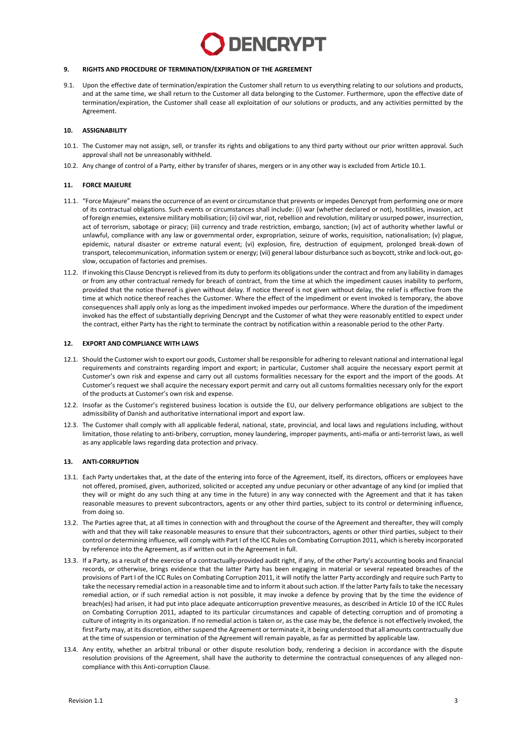## 9. RIGHTS AND PROCEDURE OF TERMINATION/EXPIRATION OF THE AGREEMENT

9.1. Upon the effective date of termination/expiration the Customer shall return to us everything relating to our solutions and products, and at the same time, we shall return to the Customer all data belonging to the Customer. Furthermore, upon the effective date of termination/expiration, the Customer shall cease all exploitation of our solutions or products, and any activities permitted by the Agreement.

## 10. ASSIGNABILITY

10.1. The Customer may not assign, sell, or transfer its rights and obligations to any third party without our prior written approval. Such approval shall not be unreasonably withheld.

10.2. Any change of control of a Party, either by transfer of shares, mergers or in any other way is excluded from Article 10.1.

## 11. FORCE MAJEURE

11.1. "Force Majeure" means the occurrence of an event or circumstance that prevents or impedes Dencrypt from performing one or more of its contractual obligations. Such events or circumstances shall include: (i) war (whether declared or not), hostilities, invasion, act of foreign enemies, extensive military mobilisation; (ii) civil war, riot, rebellion and revolution, military or usurped power, insurrection, act of terrorism, sabotage or piracy; (iii) currency and trade restriction, embargo, sanction; (iv) act of authority whether lawful or unlawful, compliance with any law or governmental order, expropriation, seizure of works, requisition, nationalisation; (v) plague, epidemic, natural disaster or extreme natural event; (vi) explosion, fire, destruction of equipment, prolonged break-down of transport, telecommunication, information system or energy; (vii) general labour disturbance such as boycott, strike and lock-out, go-slow, occupation of factories and premises.

11.2. If invoking this Clause Dencrypt is relieved from its duty to perform its obligations under the contract and from any liability in damages or from any other contractual remedy for breach of contract, from the time at which the impediment causes inability to perform, provided that the notice thereof is given without delay. If notice thereof is not given without delay, the relief is effective from the time at which notice thereof reaches the Customer. Where the effect of the impediment or event invoked is temporary, the above consequences shall apply only as long as the impediment invoked impedes our performance. Where the duration of the impediment invoked has the effect of substantially depriving Dencrypt and the Customer of what they were reasonably entitled to expect under the contract, either Party has the right to terminate the contract by notification within a reasonable period to the other Party.

## 12. EXPORT AND COMPLIANCE WITH LAWS

12.1. Should the Customer wish to export our goods, Customer shall be responsible for adhering to relevant national and international legal requirements and constraints regarding import and export; in particular, Customer shall acquire the necessary export permit at Customer's own risk and expense and carry out all customs formalities necessary for the export and the import of the goods. At Customer's request we shall acquire the necessary export permit and carry out all customs formalities necessary only for the export of the products at Customer's own risk and expense.

12.2. Insofar as the Customer's registered business location is outside the EU, our delivery performance obligations are subject to the admissibility of Danish and authoritative international import and export law.

12.3. The Customer shall comply with all applicable federal, national, state, provincial, and local laws and regulations including, without limitation, those relating to anti-bribery, corruption, money laundering, improper payments, anti-mafia or anti-terrorist laws, as well as any applicable laws regarding data protection and privacy.

## 13. ANTI-CORRUPTION

13.1. Each Party undertakes that, at the date of the entering into force of the Agreement, itself, its directors, officers or employees have not offered, promised, given, authorized, solicited or accepted any undue pecuniary or other advantage of any kind (or implied that they will or might do any such thing at any time in the future) in any way connected with the Agreement and that it has taken reasonable measures to prevent subcontractors, agents or any other third parties, subject to its control or determining influence, from doing so.

13.2. The Parties agree that, at all times in connection with and throughout the course of the Agreement and thereafter, they will comply with and that they will take reasonable measures to ensure that their subcontractors, agents or other third parties, subject to their control or determining influence, will comply with Part I of the ICC Rules on Combating Corruption 2011, which is hereby incorporated by reference into the Agreement, as if written out in the Agreement in full.

13.3. If a Party, as a result of the exercise of a contractually-provided audit right, if any, of the other Party's accounting books and financial records, or otherwise, brings evidence that the latter Party has been engaging in material or several repeated breaches of the provisions of Part I of the ICC Rules on Combating Corruption 2011, it will notify the latter Party accordingly and require such Party to take the necessary remedial action in a reasonable time and to inform it about such action. If the latter Party fails to take the necessary remedial action, or if such remedial action is not possible, it may invoke a defence by proving that by the time the evidence of breach(es) had arisen, it had put into place adequate anticorruption preventive measures, as described in Article 10 of the ICC Rules on Combating Corruption 2011, adapted to its particular circumstances and capable of detecting corruption and of promoting a culture of integrity in its organization. If no remedial action is taken or, as the case may be, the defence is not effectively invoked, the first Party may, at its discretion, either suspend the Agreement or terminate it, it being understood that all amounts contractually due at the time of suspension or termination of the Agreement will remain payable, as far as permitted by applicable law.

13.4. Any entity, whether an arbitral tribunal or other dispute resolution body, rendering a decision in accordance with the dispute resolution provisions of the Agreement, shall have the authority to determine the contractual consequences of any alleged non-compliance with this Anti-corruption Clause.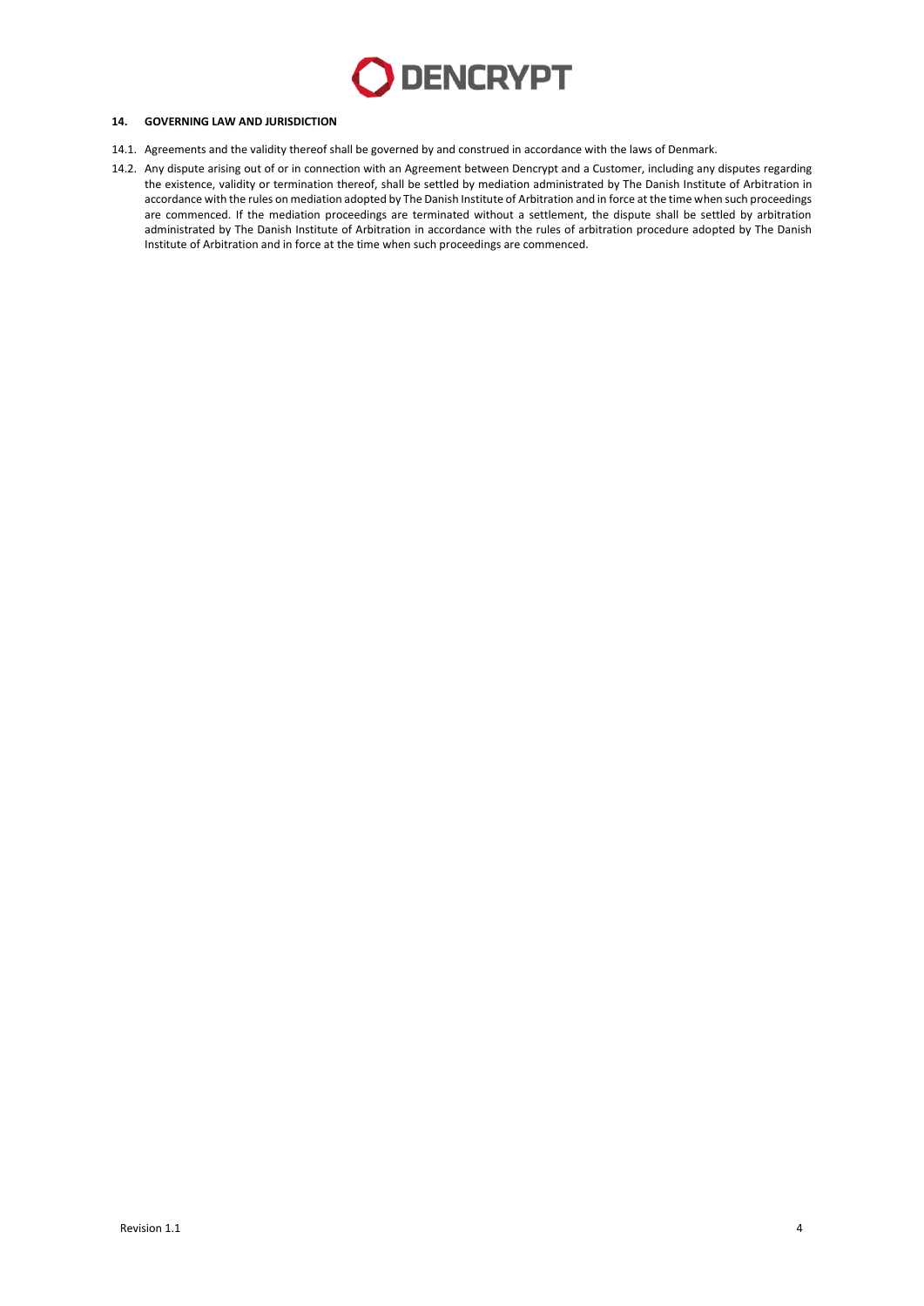## 14. GOVERNING LAW AND JURISDICTION

14.1. Agreements and the validity thereof shall be governed by and construed in accordance with the laws of Denmark.

14.2. Any dispute arising out of or in connection with an Agreement between Dencrypt and a Customer, including any disputes regarding the existence, validity or termination thereof, shall be settled by mediation administrated by The Danish Institute of Arbitration in accordance with the rules on mediation adopted by The Danish Institute of Arbitration and in force at the time when such proceedings are commenced. If the mediation proceedings are terminated without a settlement, the dispute shall be settled by arbitration administrated by The Danish Institute of Arbitration in accordance with the rules of arbitration procedure adopted by The Danish Institute of Arbitration and in force at the time when such proceedings are commenced.